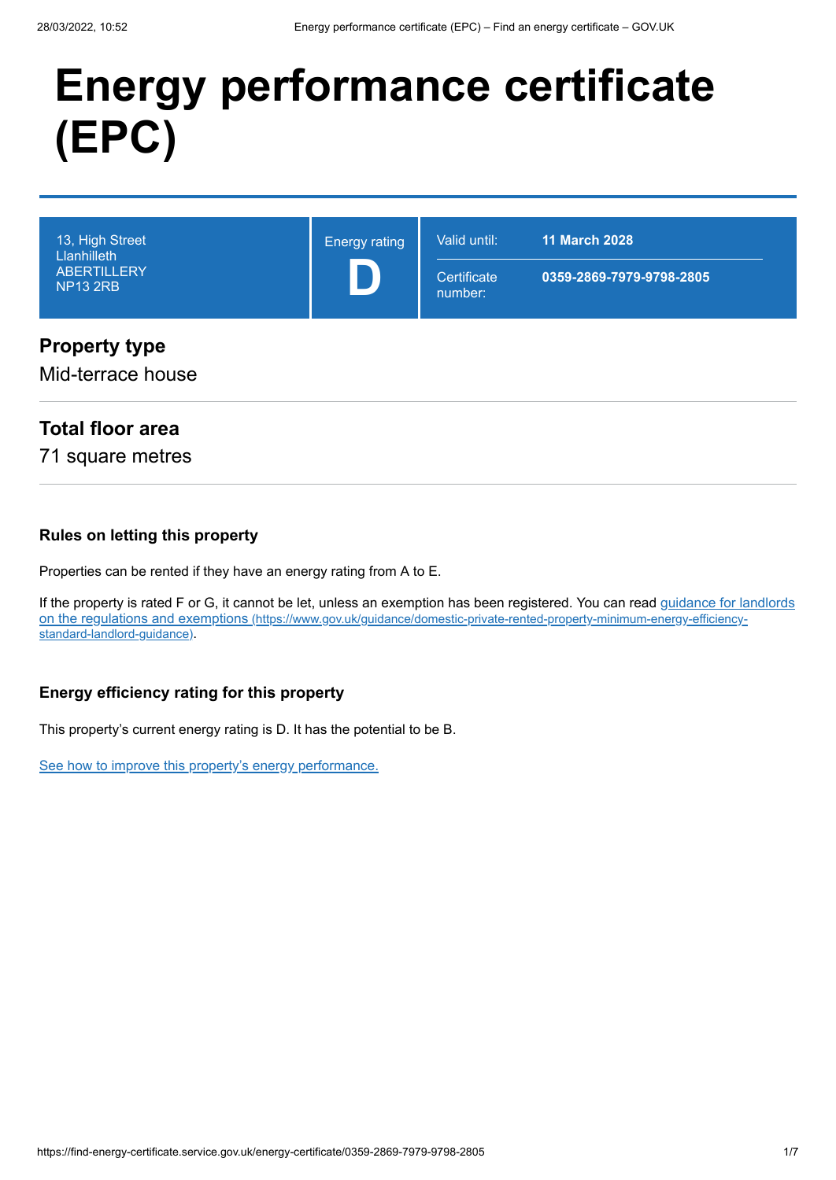# Energy performance certificate (EPC)

| 13, High Street<br>Llanhilleth<br>ABERTILLERY<br>NP13 2RB | Energy rating<br>**D** | Valid until: **11 March 2028**<br>Certificate number: **0359-2869-7979-9798-2805** |
|---|---|---|

## Property type

Mid-terrace house

## Total floor area

71 square metres

### Rules on letting this property

Properties can be rented if they have an energy rating from A to E.

If the property is rated F or G, it cannot be let, unless an exemption has been registered. You can read guidance for landlords on the regulations and exemptions (https://www.gov.uk/guidance/domestic-private-rented-property-minimum-energy-efficiency-standard-landlord-guidance).

### Energy efficiency rating for this property

This property's current energy rating is D. It has the potential to be B.

See how to improve this property's energy performance.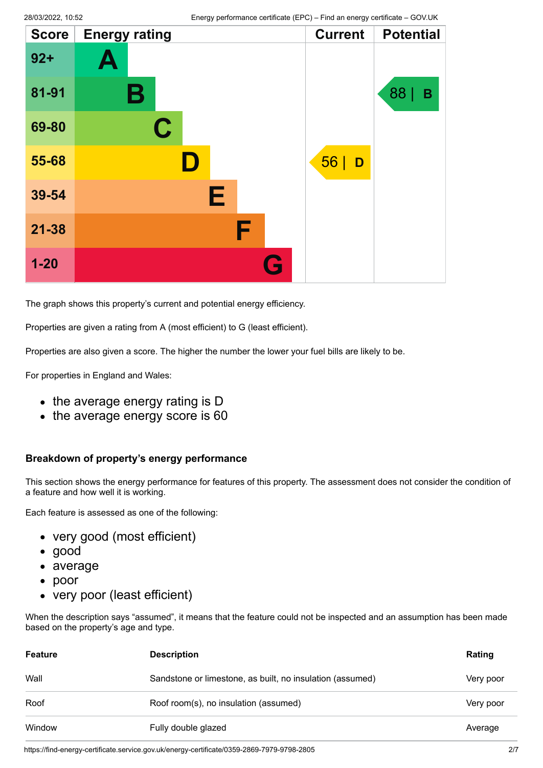| Score | Energy rating | Current | Potential |
|---|---|---|---|
| 92+ | A | | |
| 81-91 | B | | 88 \| B |
| 69-80 | C | | |
| 55-68 | D | 56 \| D | |
| 39-54 | E | | |
| 21-38 | F | | |
| 1-20 | G | | |

The graph shows this property's current and potential energy efficiency.

Properties are given a rating from A (most efficient) to G (least efficient).

Properties are also given a score. The higher the number the lower your fuel bills are likely to be.

For properties in England and Wales:

- the average energy rating is D
- the average energy score is 60

### Breakdown of property's energy performance

This section shows the energy performance for features of this property. The assessment does not consider the condition of a feature and how well it is working.

Each feature is assessed as one of the following:

- very good (most efficient)
- good
- average
- poor
- very poor (least efficient)

When the description says "assumed", it means that the feature could not be inspected and an assumption has been made based on the property's age and type.

| Feature | Description | Rating |
|---|---|---|
| Wall | Sandstone or limestone, as built, no insulation (assumed) | Very poor |
| Roof | Roof room(s), no insulation (assumed) | Very poor |
| Window | Fully double glazed | Average |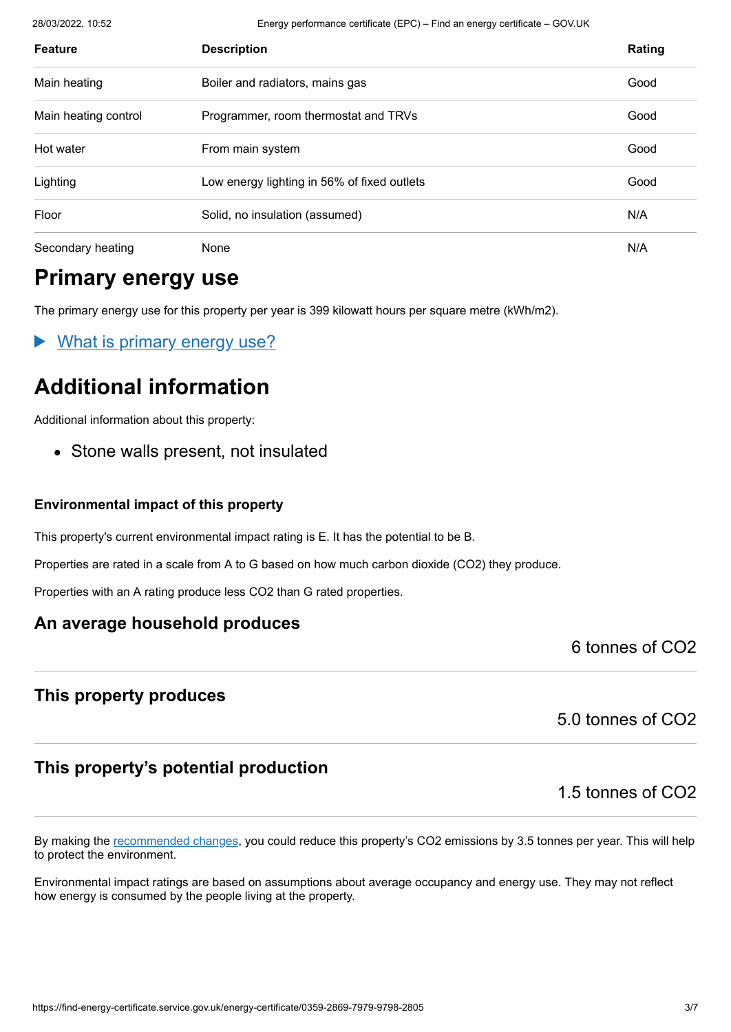| Feature | Description | Rating |
| --- | --- | --- |
| Main heating | Boiler and radiators, mains gas | Good |
| Main heating control | Programmer, room thermostat and TRVs | Good |
| Hot water | From main system | Good |
| Lighting | Low energy lighting in 56% of fixed outlets | Good |
| Floor | Solid, no insulation (assumed) | N/A |
| Secondary heating | None | N/A |

## Primary energy use

The primary energy use for this property per year is 399 kilowatt hours per square metre (kWh/m2).

▶ What is primary energy use?

## Additional information

Additional information about this property:

- Stone walls present, not insulated

### Environmental impact of this property

This property's current environmental impact rating is E. It has the potential to be B.

Properties are rated in a scale from A to G based on how much carbon dioxide ($CO_2$) they produce.

Properties with an A rating produce less $CO_2$ than G rated properties.

### An average household produces

6 tonnes of $CO_2$

### This property produces

5.0 tonnes of $CO_2$

### This property's potential production

1.5 tonnes of $CO_2$

By making the recommended changes, you could reduce this property's $CO_2$ emissions by 3.5 tonnes per year. This will help to protect the environment.

Environmental impact ratings are based on assumptions about average occupancy and energy use. They may not reflect how energy is consumed by the people living at the property.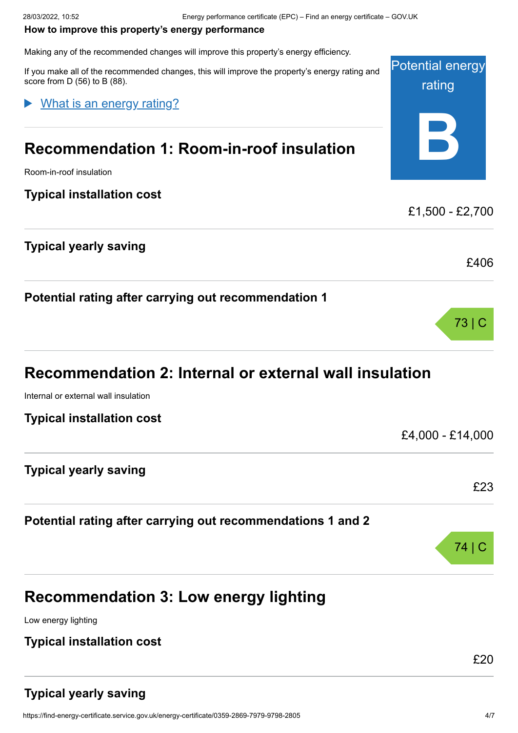**How to improve this property's energy performance**

Making any of the recommended changes will improve this property's energy efficiency.

If you make all of the recommended changes, this will improve the property's energy rating and score from D (56) to B (88).

Potential energy rating

**B**

▶ What is an energy rating?

## Recommendation 1: Room-in-roof insulation

Room-in-roof insulation

### Typical installation cost

£1,500 - £2,700

### Typical yearly saving

£406

### Potential rating after carrying out recommendation 1

73 | C

## Recommendation 2: Internal or external wall insulation

Internal or external wall insulation

### Typical installation cost

£4,000 - £14,000

### Typical yearly saving

£23

### Potential rating after carrying out recommendations 1 and 2

74 | C

## Recommendation 3: Low energy lighting

Low energy lighting

### Typical installation cost

£20

### Typical yearly saving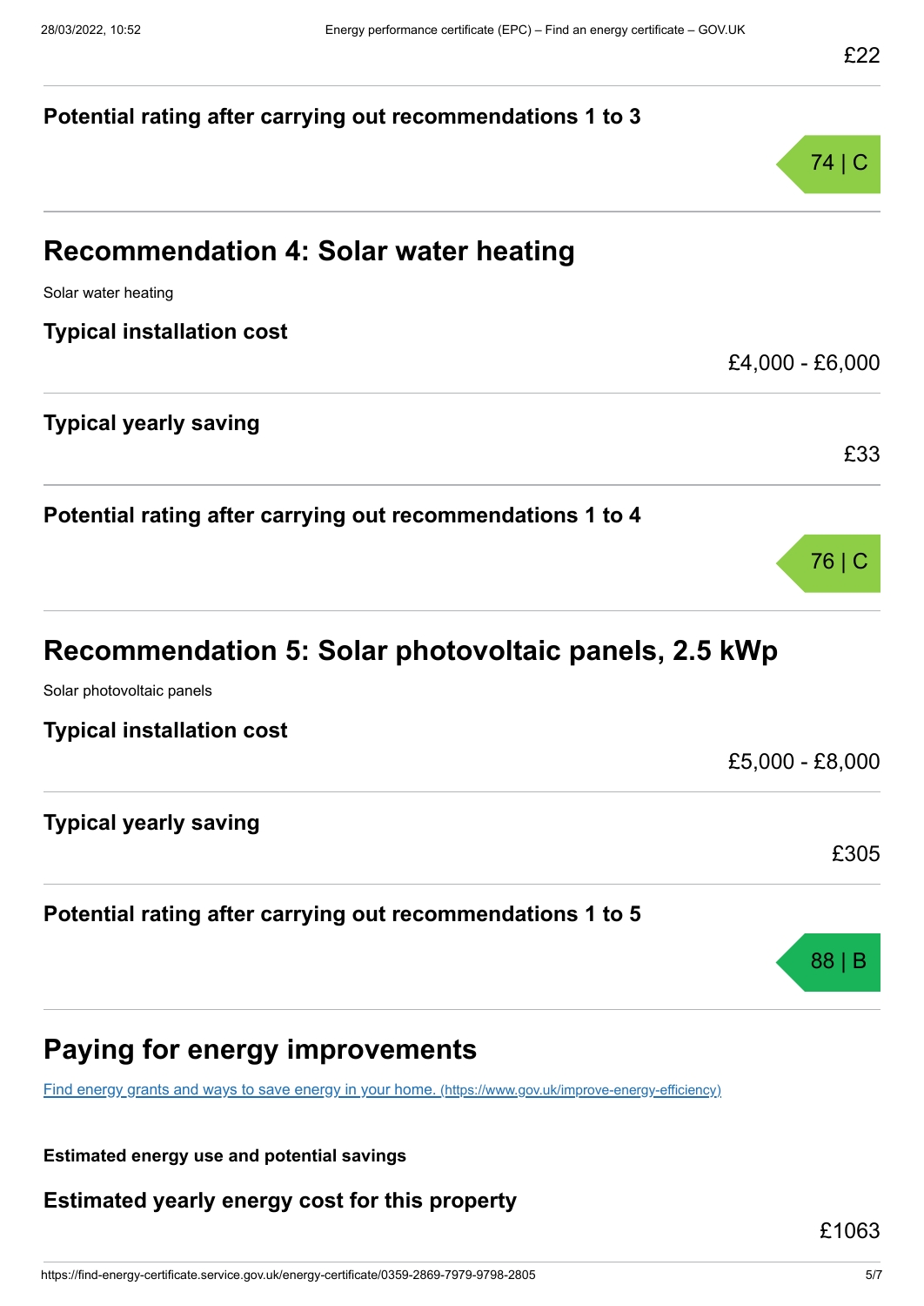£22

**Potential rating after carrying out recommendations 1 to 3**

74 | C

## Recommendation 4: Solar water heating

Solar water heating

**Typical installation cost**

£4,000 - £6,000

**Typical yearly saving**

£33

**Potential rating after carrying out recommendations 1 to 4**

76 | C

## Recommendation 5: Solar photovoltaic panels, 2.5 kWp

Solar photovoltaic panels

**Typical installation cost**

£5,000 - £8,000

**Typical yearly saving**

£305

**Potential rating after carrying out recommendations 1 to 5**

88 | B

## Paying for energy improvements

[Find energy grants and ways to save energy in your home. (https://www.gov.uk/improve-energy-efficiency)](https://www.gov.uk/improve-energy-efficiency)

**Estimated energy use and potential savings**

**Estimated yearly energy cost for this property**

£1063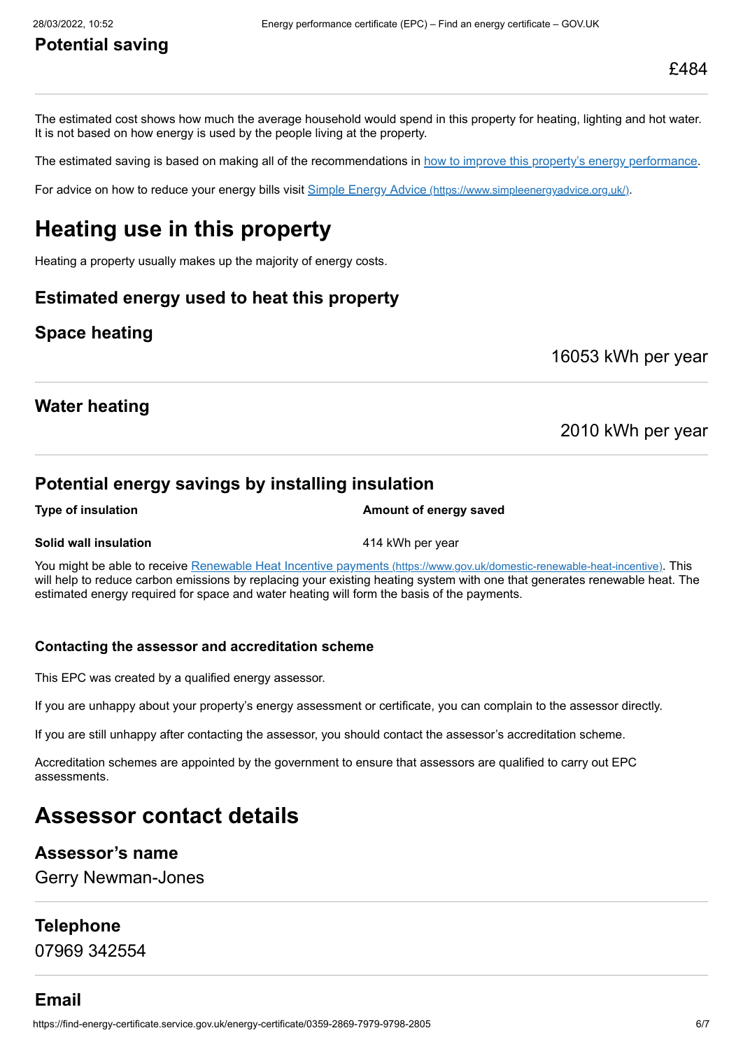### Potential saving

£484

The estimated cost shows how much the average household would spend in this property for heating, lighting and hot water. It is not based on how energy is used by the people living at the property.

The estimated saving is based on making all of the recommendations in [how to improve this property's energy performance](#).

For advice on how to reduce your energy bills visit [Simple Energy Advice (https://www.simpleenergyadvice.org.uk/)](https://www.simpleenergyadvice.org.uk/).

# Heating use in this property

Heating a property usually makes up the majority of energy costs.

### Estimated energy used to heat this property

### Space heating

16053 kWh per year

### Water heating

2010 kWh per year

### Potential energy savings by installing insulation

| Type of insulation | Amount of energy saved |
| --- | --- |
| **Solid wall insulation** | 414 kWh per year |

You might be able to receive [Renewable Heat Incentive payments (https://www.gov.uk/domestic-renewable-heat-incentive)](https://www.gov.uk/domestic-renewable-heat-incentive). This will help to reduce carbon emissions by replacing your existing heating system with one that generates renewable heat. The estimated energy required for space and water heating will form the basis of the payments.

#### Contacting the assessor and accreditation scheme

This EPC was created by a qualified energy assessor.

If you are unhappy about your property's energy assessment or certificate, you can complain to the assessor directly.

If you are still unhappy after contacting the assessor, you should contact the assessor's accreditation scheme.

Accreditation schemes are appointed by the government to ensure that assessors are qualified to carry out EPC assessments.

# Assessor contact details

### Assessor's name

Gerry Newman-Jones

### Telephone

07969 342554

### Email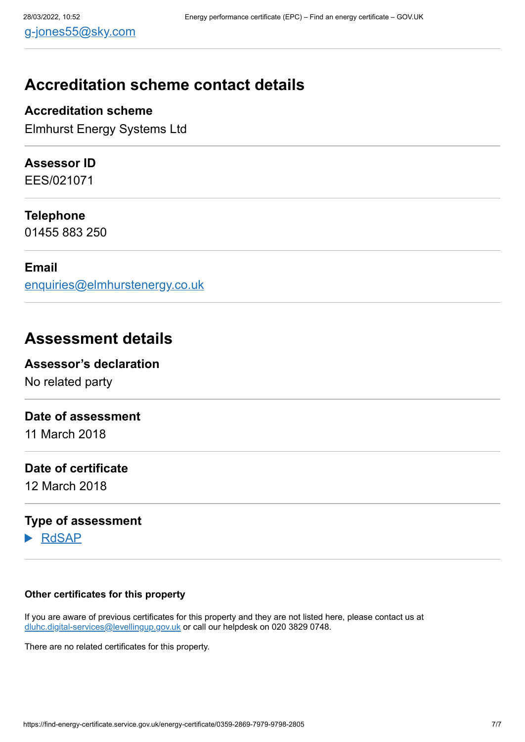g-jones55@sky.com

## Accreditation scheme contact details

### Accreditation scheme

Elmhurst Energy Systems Ltd

### Assessor ID

EES/021071

### Telephone

01455 883 250

### Email

enquiries@elmhurstenergy.co.uk

## Assessment details

### Assessor's declaration

No related party

### Date of assessment

11 March 2018

### Date of certificate

12 March 2018

### Type of assessment

▶ RdSAP

#### Other certificates for this property

If you are aware of previous certificates for this property and they are not listed here, please contact us at dluhc.digital-services@levellingup.gov.uk or call our helpdesk on 020 3829 0748.

There are no related certificates for this property.